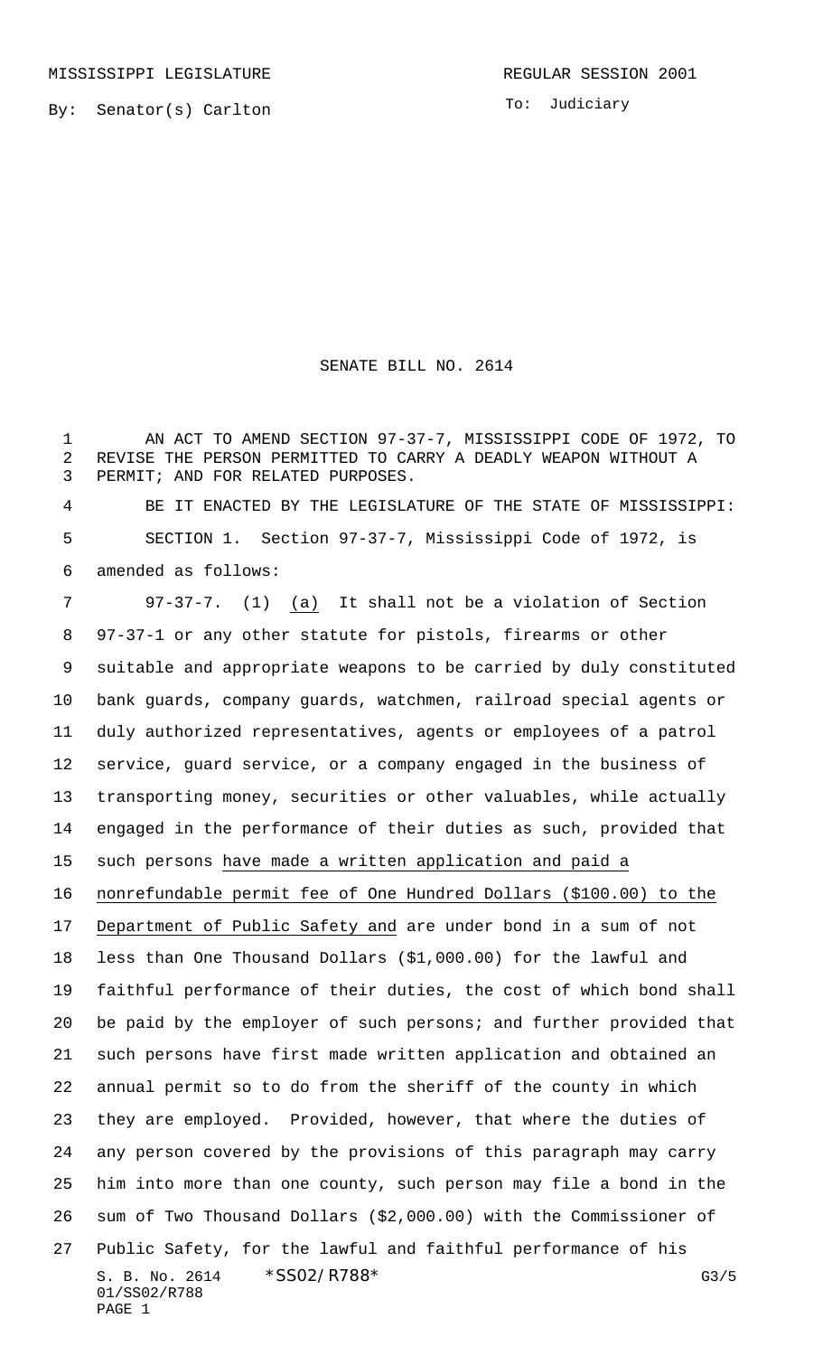MISSISSIPPI LEGISLATURE

REGULAR SESSION 2001

By: Senator(s) Carlton

To: Judiciary

# SENATE BILL NO. 2614

AN ACT TO AMEND SECTION 97-37-7, MISSISSIPPI CODE OF 1972, TO REVISE THE PERSON PERMITTED TO CARRY A DEADLY WEAPON WITHOUT A PERMIT; AND FOR RELATED PURPOSES.

BE IT ENACTED BY THE LEGISLATURE OF THE STATE OF MISSISSIPPI:

SECTION 1. Section 97-37-7, Mississippi Code of 1972, is amended as follows:

97-37-7. (1) (a) It shall not be a violation of Section 97-37-1 or any other statute for pistols, firearms or other suitable and appropriate weapons to be carried by duly constituted bank guards, company guards, watchmen, railroad special agents or duly authorized representatives, agents or employees of a patrol service, guard service, or a company engaged in the business of transporting money, securities or other valuables, while actually engaged in the performance of their duties as such, provided that such persons have made a written application and paid a nonrefundable permit fee of One Hundred Dollars ($100.00) to the Department of Public Safety and are under bond in a sum of not less than One Thousand Dollars ($1,000.00) for the lawful and faithful performance of their duties, the cost of which bond shall be paid by the employer of such persons; and further provided that such persons have first made written application and obtained an annual permit so to do from the sheriff of the county in which they are employed. Provided, however, that where the duties of any person covered by the provisions of this paragraph may carry him into more than one county, such person may file a bond in the sum of Two Thousand Dollars ($2,000.00) with the Commissioner of Public Safety, for the lawful and faithful performance of his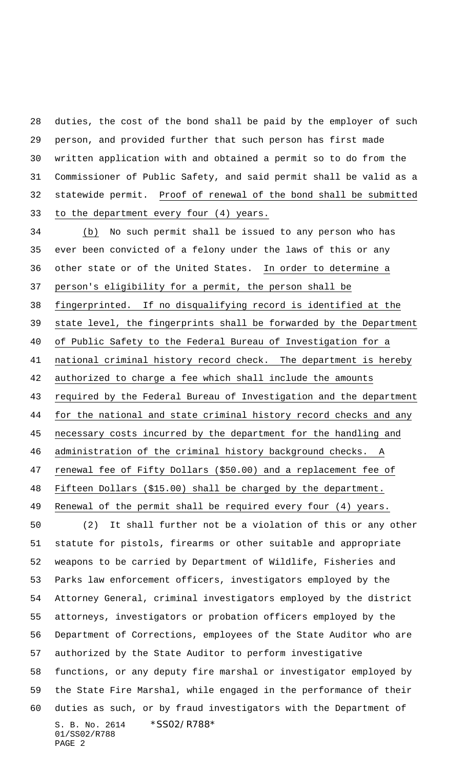duties, the cost of the bond shall be paid by the employer of such person, and provided further that such person has first made written application with and obtained a permit so to do from the Commissioner of Public Safety, and said permit shall be valid as a statewide permit. Proof of renewal of the bond shall be submitted to the department every four (4) years.

(b) No such permit shall be issued to any person who has ever been convicted of a felony under the laws of this or any other state or of the United States. In order to determine a person's eligibility for a permit, the person shall be fingerprinted. If no disqualifying record is identified at the state level, the fingerprints shall be forwarded by the Department of Public Safety to the Federal Bureau of Investigation for a national criminal history record check. The department is hereby authorized to charge a fee which shall include the amounts required by the Federal Bureau of Investigation and the department for the national and state criminal history record checks and any necessary costs incurred by the department for the handling and administration of the criminal history background checks. A renewal fee of Fifty Dollars ($50.00) and a replacement fee of Fifteen Dollars ($15.00) shall be charged by the department. Renewal of the permit shall be required every four (4) years.

(2) It shall further not be a violation of this or any other statute for pistols, firearms or other suitable and appropriate weapons to be carried by Department of Wildlife, Fisheries and Parks law enforcement officers, investigators employed by the Attorney General, criminal investigators employed by the district attorneys, investigators or probation officers employed by the Department of Corrections, employees of the State Auditor who are authorized by the State Auditor to perform investigative functions, or any deputy fire marshal or investigator employed by the State Fire Marshal, while engaged in the performance of their duties as such, or by fraud investigators with the Department of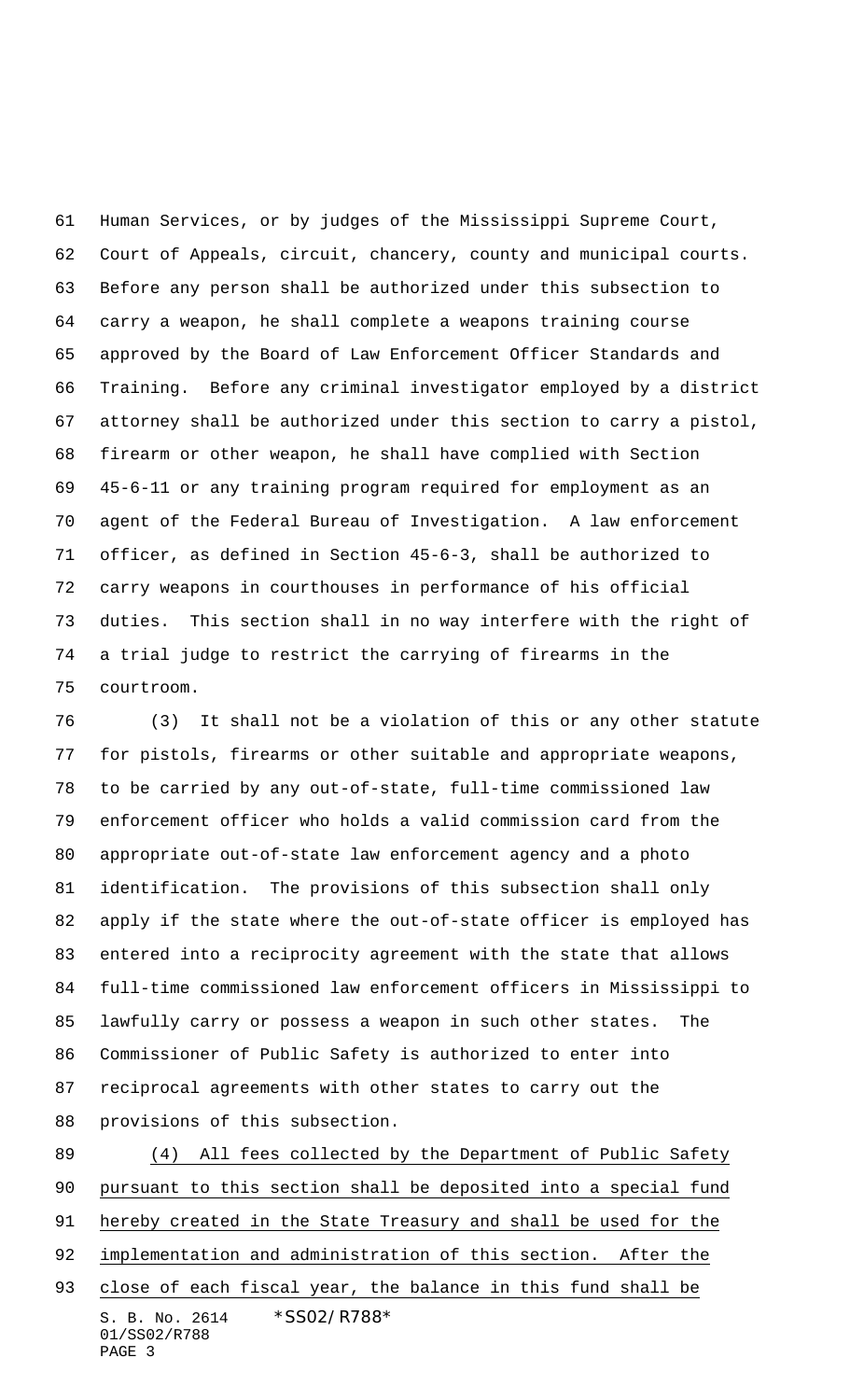Human Services, or by judges of the Mississippi Supreme Court, Court of Appeals, circuit, chancery, county and municipal courts. Before any person shall be authorized under this subsection to carry a weapon, he shall complete a weapons training course approved by the Board of Law Enforcement Officer Standards and Training. Before any criminal investigator employed by a district attorney shall be authorized under this section to carry a pistol, firearm or other weapon, he shall have complied with Section 45-6-11 or any training program required for employment as an agent of the Federal Bureau of Investigation. A law enforcement officer, as defined in Section 45-6-3, shall be authorized to carry weapons in courthouses in performance of his official duties. This section shall in no way interfere with the right of a trial judge to restrict the carrying of firearms in the courtroom.

(3) It shall not be a violation of this or any other statute for pistols, firearms or other suitable and appropriate weapons, to be carried by any out-of-state, full-time commissioned law enforcement officer who holds a valid commission card from the appropriate out-of-state law enforcement agency and a photo identification. The provisions of this subsection shall only apply if the state where the out-of-state officer is employed has entered into a reciprocity agreement with the state that allows full-time commissioned law enforcement officers in Mississippi to lawfully carry or possess a weapon in such other states. The Commissioner of Public Safety is authorized to enter into reciprocal agreements with other states to carry out the provisions of this subsection.

<u>(4) All fees collected by the Department of Public Safety pursuant to this section shall be deposited into a special fund hereby created in the State Treasury and shall be used for the implementation and administration of this section. After the close of each fiscal year, the balance in this fund shall be</u>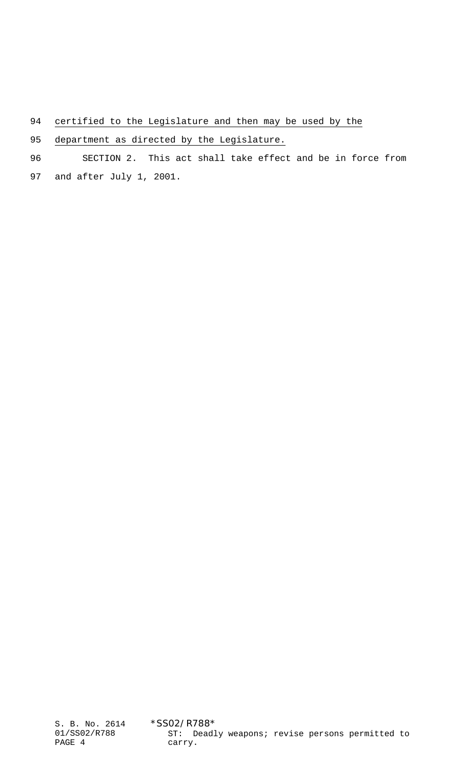94 <u>certified to the Legislature and then may be used by the</u>

95 <u>department as directed by the Legislature.</u>

96 SECTION 2. This act shall take effect and be in force from

97 and after July 1, 2001.

S. B. No. 2614 *SS02/R788*
01/SS02/R788
PAGE 4

ST: Deadly weapons; revise persons permitted to carry.